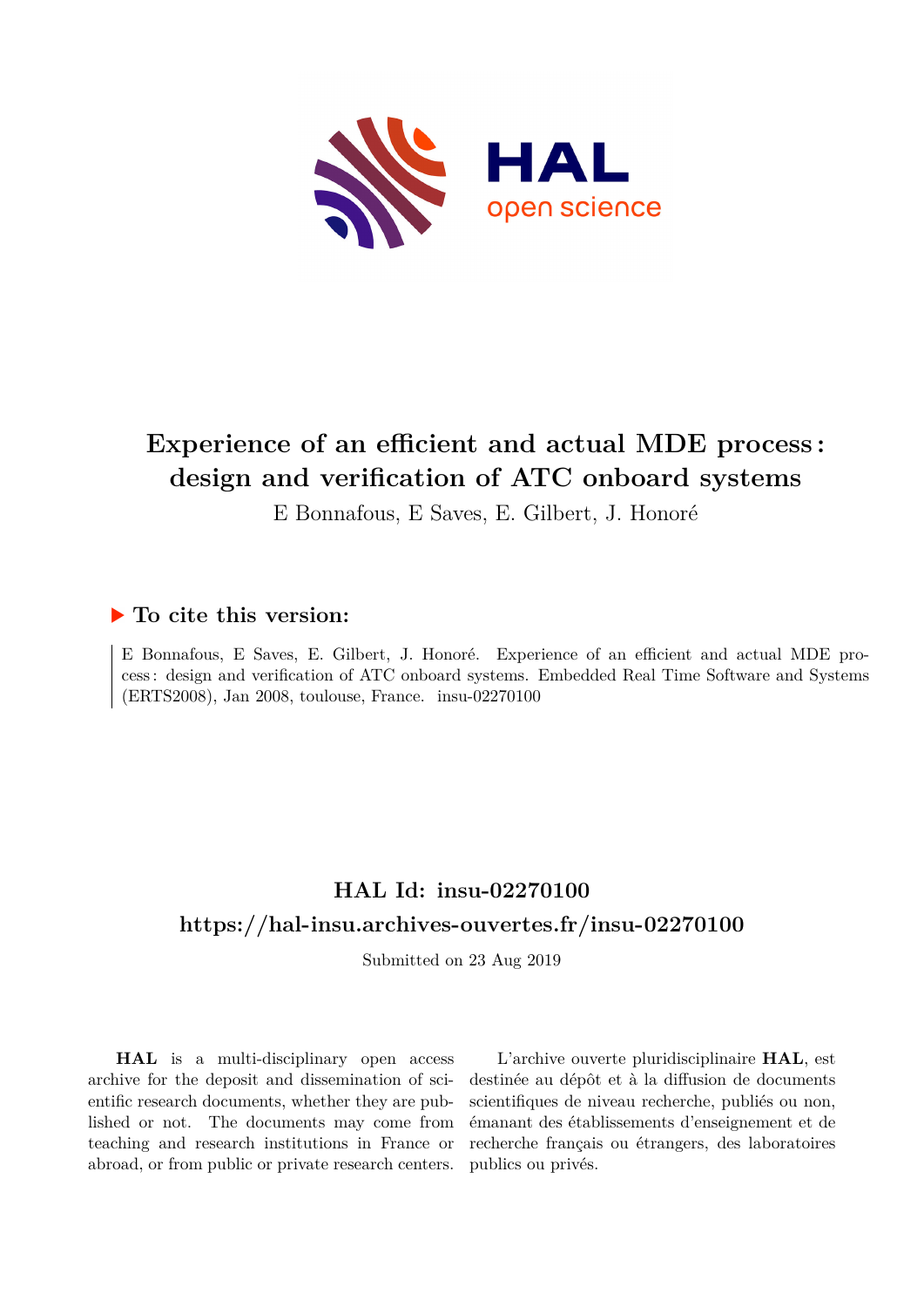# Experience of an efficient and actual MDE process: design and verification of ATC onboard systems

E Bonnafous, E Saves, E. Gilbert, J. Honoré

## ▶ To cite this version:

E Bonnafous, E Saves, E. Gilbert, J. Honoré. Experience of an efficient and actual MDE process: design and verification of ATC onboard systems. Embedded Real Time Software and Systems (ERTS2008), Jan 2008, toulouse, France. insu-02270100

## HAL Id: insu-02270100

## https://hal-insu.archives-ouvertes.fr/insu-02270100

Submitted on 23 Aug 2019

**HAL** is a multi-disciplinary open access archive for the deposit and dissemination of scientific research documents, whether they are published or not. The documents may come from teaching and research institutions in France or abroad, or from public or private research centers.

L'archive ouverte pluridisciplinaire **HAL**, est destinée au dépôt et à la diffusion de documents scientifiques de niveau recherche, publiés ou non, émanant des établissements d'enseignement et de recherche français ou étrangers, des laboratoires publics ou privés.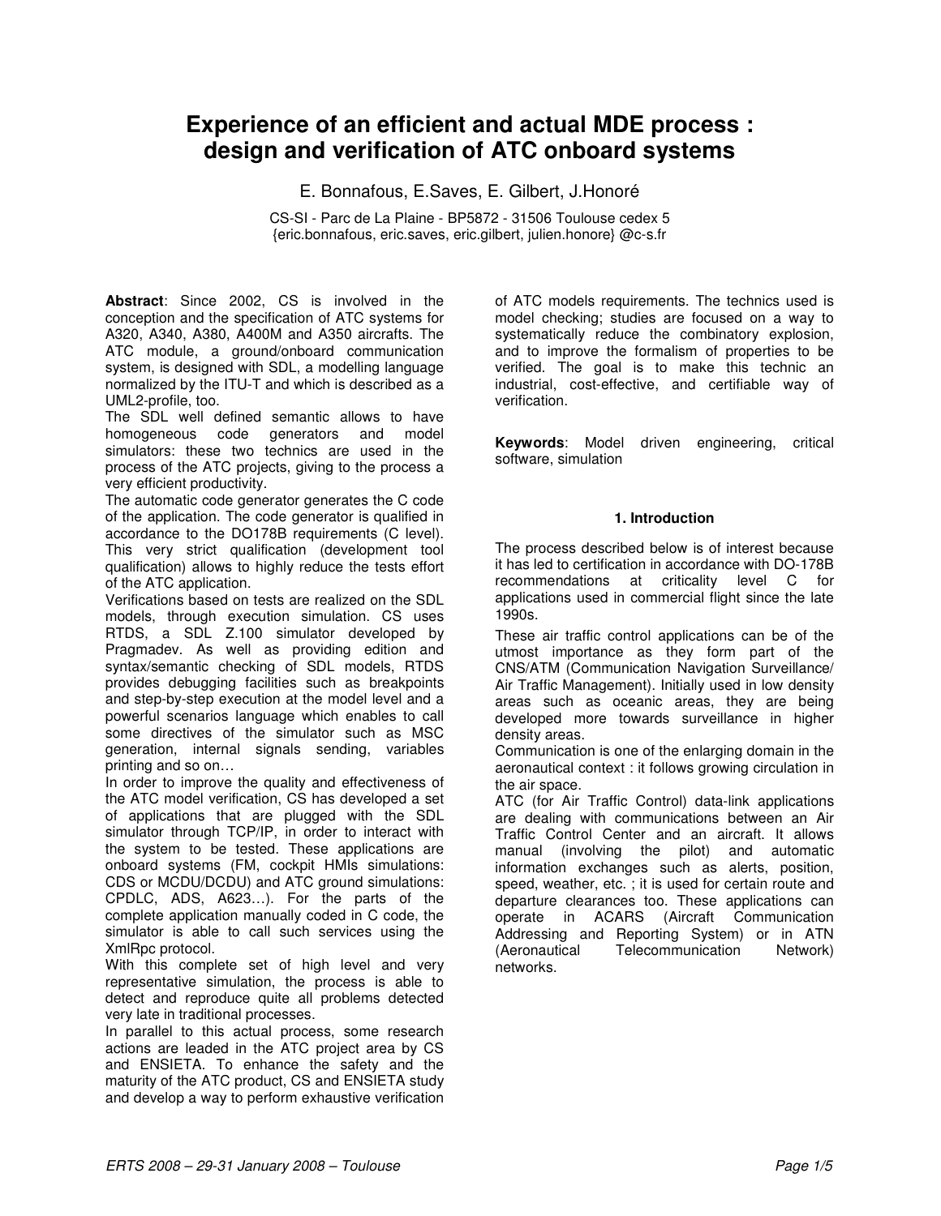# Experience of an efficient and actual MDE process : design and verification of ATC onboard systems

E. Bonnafous, E.Saves, E. Gilbert, J.Honoré

CS-SI - Parc de La Plaine - BP5872 - 31506 Toulouse cedex 5
{eric.bonnafous, eric.saves, eric.gilbert, julien.honore} @c-s.fr

**Abstract**: Since 2002, CS is involved in the conception and the specification of ATC systems for A320, A340, A380, A400M and A350 aircrafts. The ATC module, a ground/onboard communication system, is designed with SDL, a modelling language normalized by the ITU-T and which is described as a UML2-profile, too.

The SDL well defined semantic allows to have homogeneous code generators and model simulators: these two technics are used in the process of the ATC projects, giving to the process a very efficient productivity.

The automatic code generator generates the C code of the application. The code generator is qualified in accordance to the DO178B requirements (C level). This very strict qualification (development tool qualification) allows to highly reduce the tests effort of the ATC application.

Verifications based on tests are realized on the SDL models, through execution simulation. CS uses RTDS, a SDL Z.100 simulator developed by Pragmadev. As well as providing edition and syntax/semantic checking of SDL models, RTDS provides debugging facilities such as breakpoints and step-by-step execution at the model level and a powerful scenarios language which enables to call some directives of the simulator such as MSC generation, internal signals sending, variables printing and so on…

In order to improve the quality and effectiveness of the ATC model verification, CS has developed a set of applications that are plugged with the SDL simulator through TCP/IP, in order to interact with the system to be tested. These applications are onboard systems (FM, cockpit HMIs simulations: CDS or MCDU/DCDU) and ATC ground simulations: CPDLC, ADS, A623…). For the parts of the complete application manually coded in C code, the simulator is able to call such services using the XmlRpc protocol.

With this complete set of high level and very representative simulation, the process is able to detect and reproduce quite all problems detected very late in traditional processes.

In parallel to this actual process, some research actions are leaded in the ATC project area by CS and ENSIETA. To enhance the safety and the maturity of the ATC product, CS and ENSIETA study and develop a way to perform exhaustive verification of ATC models requirements. The technics used is model checking; studies are focused on a way to systematically reduce the combinatory explosion, and to improve the formalism of properties to be verified. The goal is to make this technic an industrial, cost-effective, and certifiable way of verification.

**Keywords**: Model driven engineering, critical software, simulation

## 1. Introduction

The process described below is of interest because it has led to certification in accordance with DO-178B recommendations at criticality level C for applications used in commercial flight since the late 1990s.

These air traffic control applications can be of the utmost importance as they form part of the CNS/ATM (Communication Navigation Surveillance/ Air Traffic Management). Initially used in low density areas such as oceanic areas, they are being developed more towards surveillance in higher density areas.

Communication is one of the enlarging domain in the aeronautical context : it follows growing circulation in the air space.

ATC (for Air Traffic Control) data-link applications are dealing with communications between an Air Traffic Control Center and an aircraft. It allows manual (involving the pilot) and automatic information exchanges such as alerts, position, speed, weather, etc. ; it is used for certain route and departure clearances too. These applications can operate in ACARS (Aircraft Communication Addressing and Reporting System) or in ATN (Aeronautical Telecommunication Network) networks.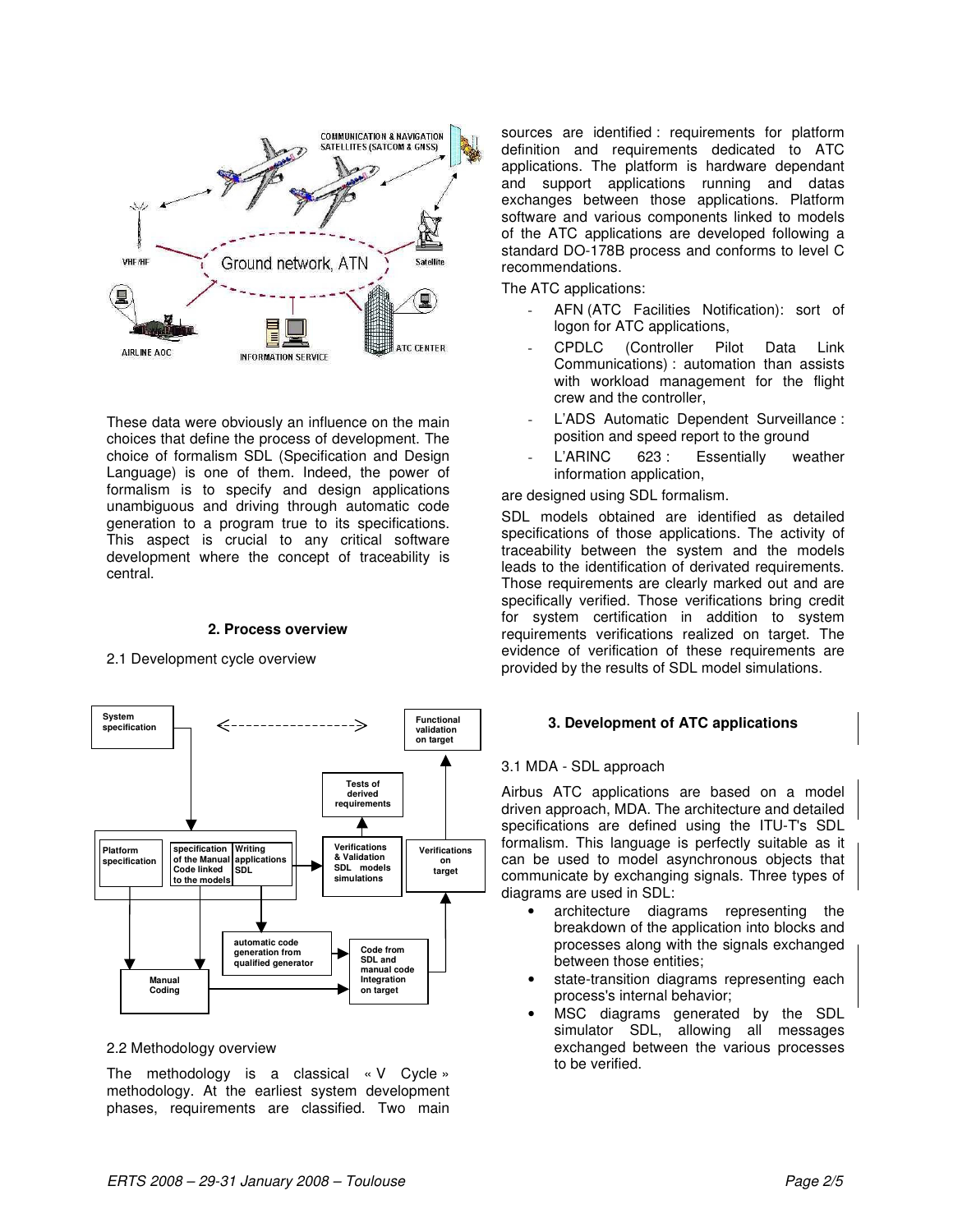These data were obviously an influence on the main choices that define the process of development. The choice of formalism SDL (Specification and Design Language) is one of them. Indeed, the power of formalism is to specify and design applications unambiguous and driving through automatic code generation to a program true to its specifications. This aspect is crucial to any critical software development where the concept of traceability is central.

## 2. Process overview

### 2.1 Development cycle overview

### 2.2 Methodology overview

The methodology is a classical « V Cycle » methodology. At the earliest system development phases, requirements are classified. Two main sources are identified : requirements for platform definition and requirements dedicated to ATC applications. The platform is hardware dependant and support applications running and datas exchanges between those applications. Platform software and various components linked to models of the ATC applications are developed following a standard DO-178B process and conforms to level C recommendations.

The ATC applications:

- AFN (ATC Facilities Notification): sort of logon for ATC applications,
- CPDLC (Controller Pilot Data Link Communications) : automation than assists with workload management for the flight crew and the controller,
- L'ADS Automatic Dependent Surveillance : position and speed report to the ground
- L'ARINC 623 : Essentially weather information application,

are designed using SDL formalism.

SDL models obtained are identified as detailed specifications of those applications. The activity of traceability between the system and the models leads to the identification of derivated requirements. Those requirements are clearly marked out and are specifically verified. Those verifications bring credit for system certification in addition to system requirements verifications realized on target. The evidence of verification of these requirements are provided by the results of SDL model simulations.

## 3. Development of ATC applications

### 3.1 MDA - SDL approach

Airbus ATC applications are based on a model driven approach, MDA. The architecture and detailed specifications are defined using the ITU-T's SDL formalism. This language is perfectly suitable as it can be used to model asynchronous objects that communicate by exchanging signals. Three types of diagrams are used in SDL:

- architecture diagrams representing the breakdown of the application into blocks and processes along with the signals exchanged between those entities;
- state-transition diagrams representing each process's internal behavior;
- MSC diagrams generated by the SDL simulator SDL, allowing all messages exchanged between the various processes to be verified.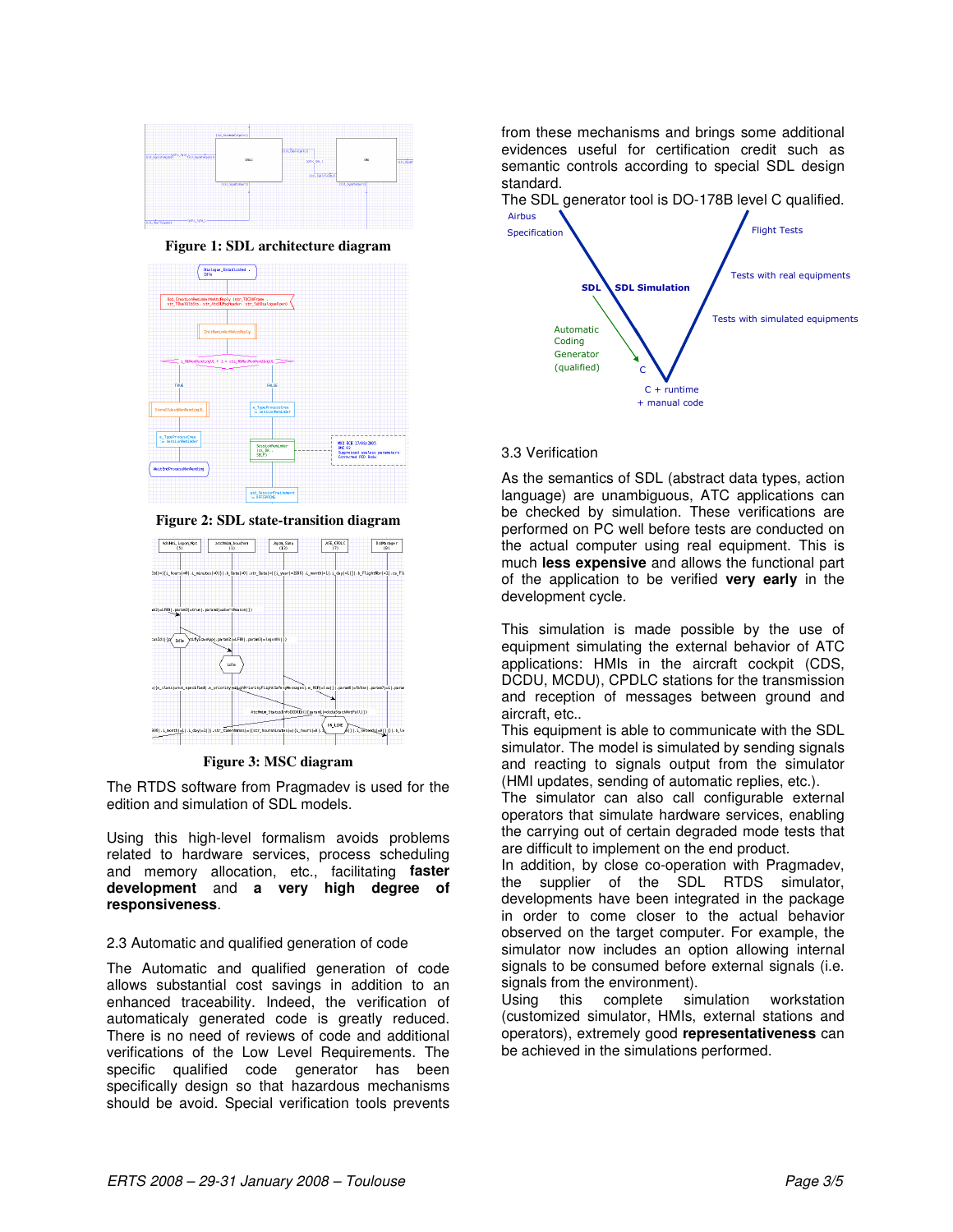Figure 1: SDL architecture diagram

Figure 2: SDL state-transition diagram

Figure 3: MSC diagram

The RTDS software from Pragmadev is used for the edition and simulation of SDL models.

Using this high-level formalism avoids problems related to hardware services, process scheduling and memory allocation, etc., facilitating **faster development** and **a very high degree of responsiveness**.

### 2.3 Automatic and qualified generation of code

The Automatic and qualified generation of code allows substantial cost savings in addition to an enhanced traceability. Indeed, the verification of automaticaly generated code is greatly reduced. There is no need of reviews of code and additional verifications of the Low Level Requirements. The specific qualified code generator has been specifically design so that hazardous mechanisms should be avoid. Special verification tools prevents from these mechanisms and brings some additional evidences useful for certification credit such as semantic controls according to special SDL design standard.

The SDL generator tool is DO-178B level C qualified.

Airbus Specification — SDL — SDL Simulation — Automatic Coding Generator (qualified) — C — C + runtime + manual code — Tests with simulated equipments — Tests with real equipments — Flight Tests

### 3.3 Verification

As the semantics of SDL (abstract data types, action language) are unambiguous, ATC applications can be checked by simulation. These verifications are performed on PC well before tests are conducted on the actual computer using real equipment. This is much **less expensive** and allows the functional part of the application to be verified **very early** in the development cycle.

This simulation is made possible by the use of equipment simulating the external behavior of ATC applications: HMIs in the aircraft cockpit (CDS, DCDU, MCDU), CPDLC stations for the transmission and reception of messages between ground and aircraft, etc..

This equipment is able to communicate with the SDL simulator. The model is simulated by sending signals and reacting to signals output from the simulator (HMI updates, sending of automatic replies, etc.).

The simulator can also call configurable external operators that simulate hardware services, enabling the carrying out of certain degraded mode tests that are difficult to implement on the end product.

In addition, by close co-operation with Pragmadev, the supplier of the SDL RTDS simulator, developments have been integrated in the package in order to come closer to the actual behavior observed on the target computer. For example, the simulator now includes an option allowing internal signals to be consumed before external signals (i.e. signals from the environment).

Using this complete simulation workstation (customized simulator, HMIs, external stations and operators), extremely good **representativeness** can be achieved in the simulations performed.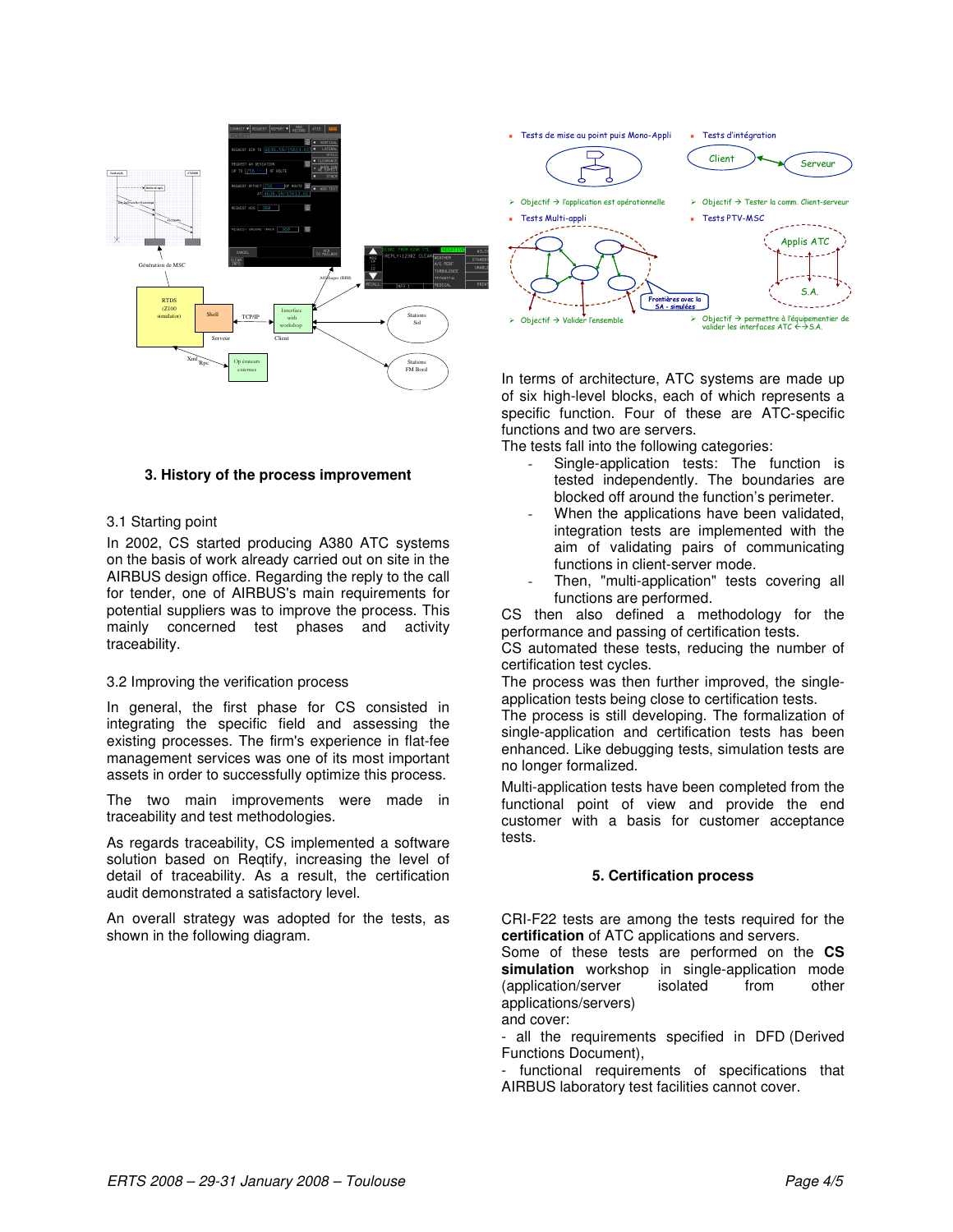## 3. History of the process improvement

3.1 Starting point

In 2002, CS started producing A380 ATC systems on the basis of work already carried out on site in the AIRBUS design office. Regarding the reply to the call for tender, one of AIRBUS's main requirements for potential suppliers was to improve the process. This mainly concerned test phases and activity traceability.

3.2 Improving the verification process

In general, the first phase for CS consisted in integrating the specific field and assessing the existing processes. The firm's experience in flat-fee management services was one of its most important assets in order to successfully optimize this process.

The two main improvements were made in traceability and test methodologies.

As regards traceability, CS implemented a software solution based on Reqtify, increasing the level of detail of traceability. As a result, the certification audit demonstrated a satisfactory level.

An overall strategy was adopted for the tests, as shown in the following diagram.

In terms of architecture, ATC systems are made up of six high-level blocks, each of which represents a specific function. Four of these are ATC-specific functions and two are servers.

The tests fall into the following categories:

- Single-application tests: The function is tested independently. The boundaries are blocked off around the function's perimeter.
- When the applications have been validated, integration tests are implemented with the aim of validating pairs of communicating functions in client-server mode.
- Then, "multi-application" tests covering all functions are performed.

CS then also defined a methodology for the performance and passing of certification tests.
CS automated these tests, reducing the number of certification test cycles.
The process was then further improved, the single-application tests being close to certification tests.
The process is still developing. The formalization of single-application and certification tests has been enhanced. Like debugging tests, simulation tests are no longer formalized.

Multi-application tests have been completed from the functional point of view and provide the end customer with a basis for customer acceptance tests.

## 5. Certification process

CRI-F22 tests are among the tests required for the **certification** of ATC applications and servers.
Some of these tests are performed on the **CS simulation** workshop in single-application mode (application/server isolated from other applications/servers)
and cover:
- all the requirements specified in DFD (Derived Functions Document),
- functional requirements of specifications that AIRBUS laboratory test facilities cannot cover.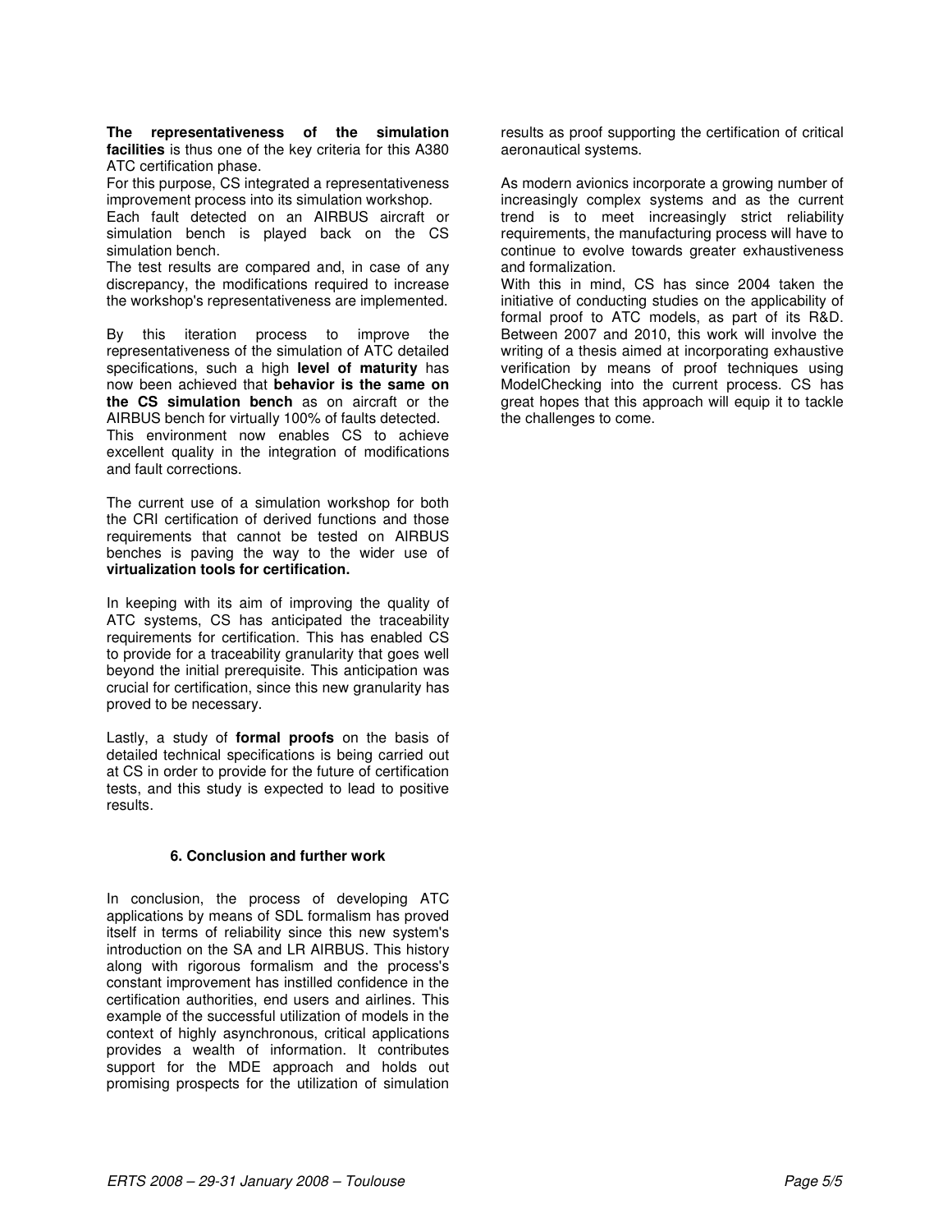**The representativeness of the simulation facilities** is thus one of the key criteria for this A380 ATC certification phase.

For this purpose, CS integrated a representativeness improvement process into its simulation workshop.

Each fault detected on an AIRBUS aircraft or simulation bench is played back on the CS simulation bench.

The test results are compared and, in case of any discrepancy, the modifications required to increase the workshop's representativeness are implemented.

By this iteration process to improve the representativeness of the simulation of ATC detailed specifications, such a high **level of maturity** has now been achieved that **behavior is the same on the CS simulation bench** as on aircraft or the AIRBUS bench for virtually 100% of faults detected.

This environment now enables CS to achieve excellent quality in the integration of modifications and fault corrections.

The current use of a simulation workshop for both the CRI certification of derived functions and those requirements that cannot be tested on AIRBUS benches is paving the way to the wider use of **virtualization tools for certification.**

In keeping with its aim of improving the quality of ATC systems, CS has anticipated the traceability requirements for certification. This has enabled CS to provide for a traceability granularity that goes well beyond the initial prerequisite. This anticipation was crucial for certification, since this new granularity has proved to be necessary.

Lastly, a study of **formal proofs** on the basis of detailed technical specifications is being carried out at CS in order to provide for the future of certification tests, and this study is expected to lead to positive results.

## 6. Conclusion and further work

In conclusion, the process of developing ATC applications by means of SDL formalism has proved itself in terms of reliability since this new system's introduction on the SA and LR AIRBUS. This history along with rigorous formalism and the process's constant improvement has instilled confidence in the certification authorities, end users and airlines. This example of the successful utilization of models in the context of highly asynchronous, critical applications provides a wealth of information. It contributes support for the MDE approach and holds out promising prospects for the utilization of simulation results as proof supporting the certification of critical aeronautical systems.

As modern avionics incorporate a growing number of increasingly complex systems and as the current trend is to meet increasingly strict reliability requirements, the manufacturing process will have to continue to evolve towards greater exhaustiveness and formalization.

With this in mind, CS has since 2004 taken the initiative of conducting studies on the applicability of formal proof to ATC models, as part of its R&D. Between 2007 and 2010, this work will involve the writing of a thesis aimed at incorporating exhaustive verification by means of proof techniques using ModelChecking into the current process. CS has great hopes that this approach will equip it to tackle the challenges to come.